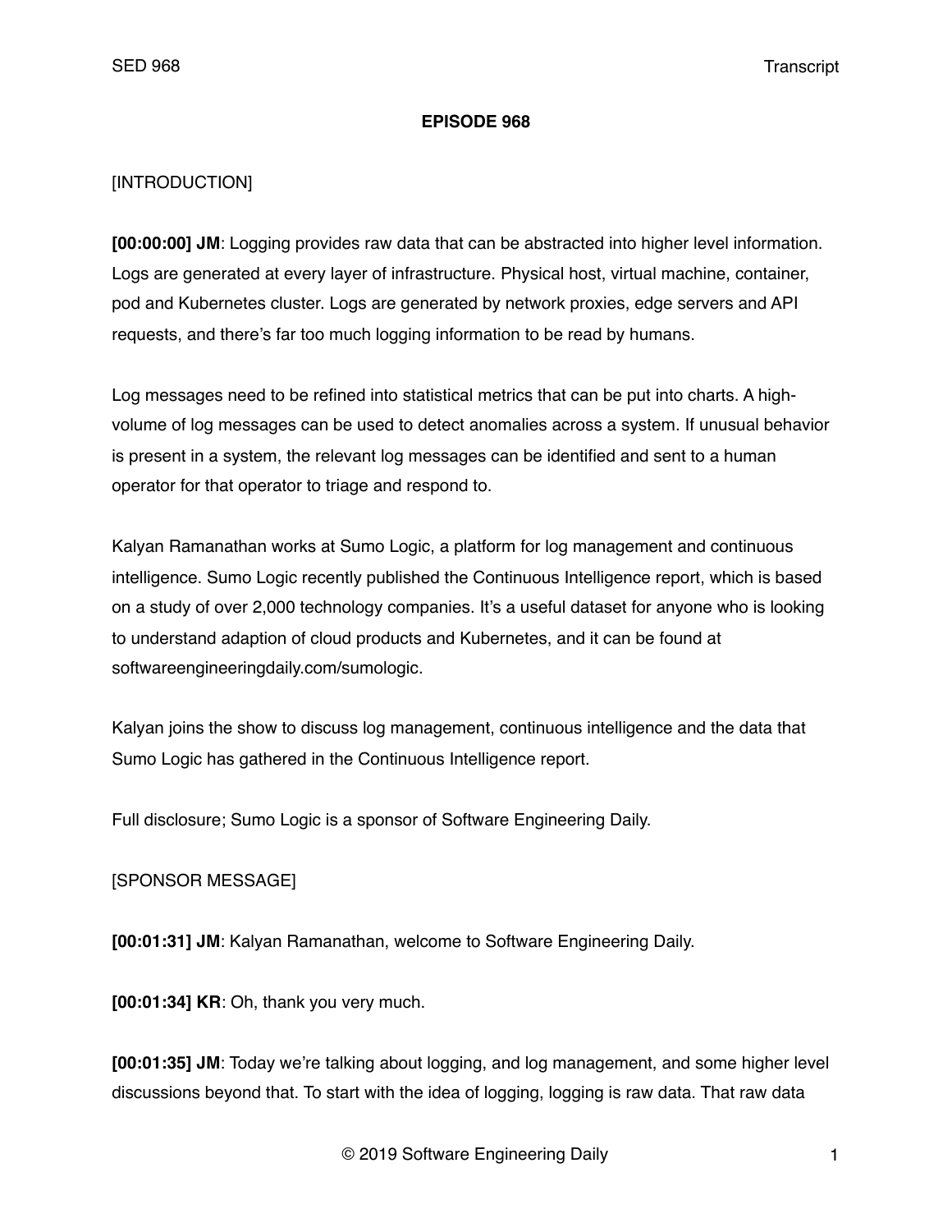# EPISODE 968

[INTRODUCTION]

**[00:00:00] JM**: Logging provides raw data that can be abstracted into higher level information. Logs are generated at every layer of infrastructure. Physical host, virtual machine, container, pod and Kubernetes cluster. Logs are generated by network proxies, edge servers and API requests, and there's far too much logging information to be read by humans.

Log messages need to be refined into statistical metrics that can be put into charts. A high-volume of log messages can be used to detect anomalies across a system. If unusual behavior is present in a system, the relevant log messages can be identified and sent to a human operator for that operator to triage and respond to.

Kalyan Ramanathan works at Sumo Logic, a platform for log management and continuous intelligence. Sumo Logic recently published the Continuous Intelligence report, which is based on a study of over 2,000 technology companies. It's a useful dataset for anyone who is looking to understand adaption of cloud products and Kubernetes, and it can be found at softwareengineeringdaily.com/sumologic.

Kalyan joins the show to discuss log management, continuous intelligence and the data that Sumo Logic has gathered in the Continuous Intelligence report.

Full disclosure; Sumo Logic is a sponsor of Software Engineering Daily.

[SPONSOR MESSAGE]

**[00:01:31] JM**: Kalyan Ramanathan, welcome to Software Engineering Daily.

**[00:01:34] KR**: Oh, thank you very much.

**[00:01:35] JM**: Today we're talking about logging, and log management, and some higher level discussions beyond that. To start with the idea of logging, logging is raw data. That raw data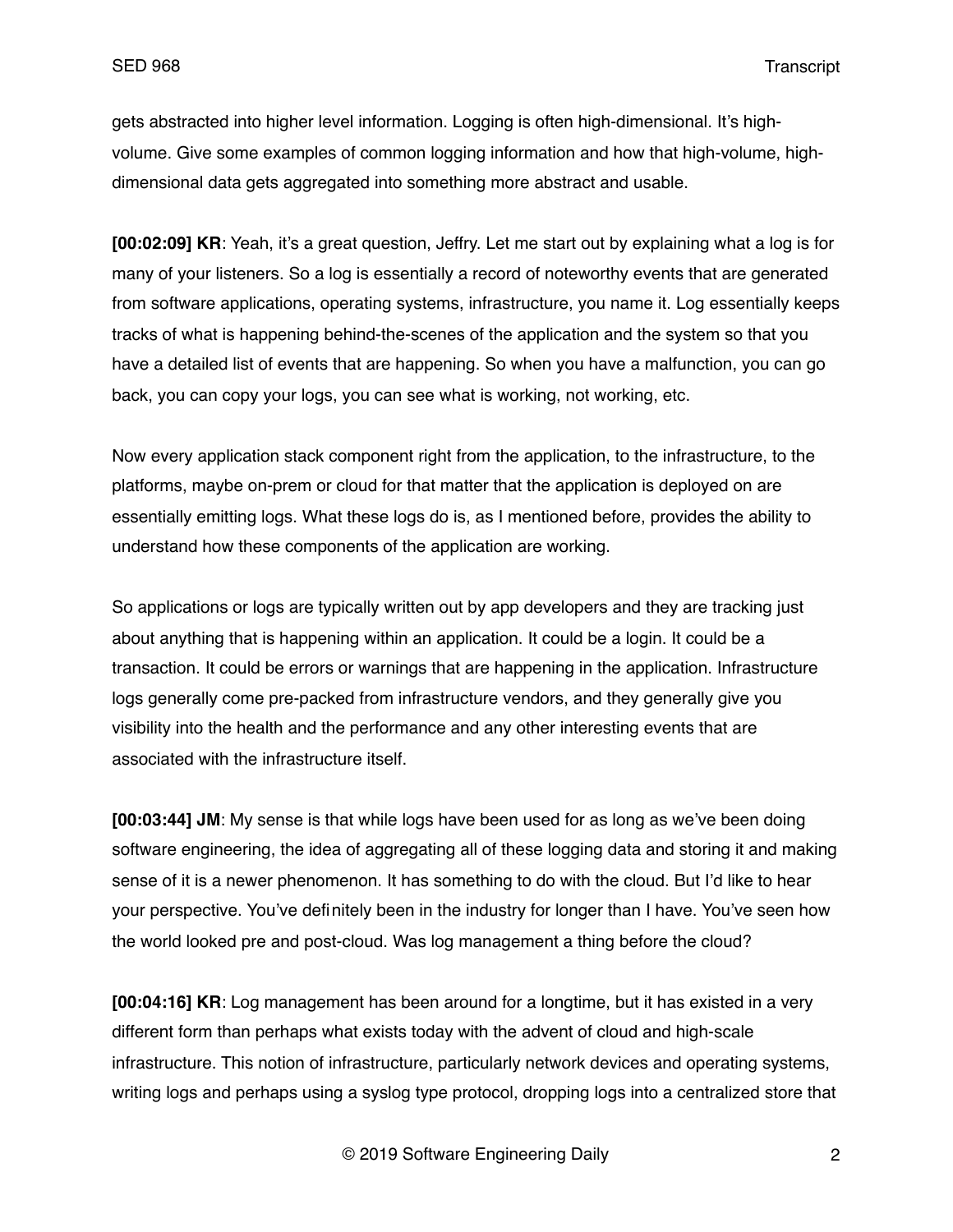gets abstracted into higher level information. Logging is often high-dimensional. It's high-volume. Give some examples of common logging information and how that high-volume, high-dimensional data gets aggregated into something more abstract and usable.

**[00:02:09] KR**: Yeah, it's a great question, Jeffry. Let me start out by explaining what a log is for many of your listeners. So a log is essentially a record of noteworthy events that are generated from software applications, operating systems, infrastructure, you name it. Log essentially keeps tracks of what is happening behind-the-scenes of the application and the system so that you have a detailed list of events that are happening. So when you have a malfunction, you can go back, you can copy your logs, you can see what is working, not working, etc.

Now every application stack component right from the application, to the infrastructure, to the platforms, maybe on-prem or cloud for that matter that the application is deployed on are essentially emitting logs. What these logs do is, as I mentioned before, provides the ability to understand how these components of the application are working.

So applications or logs are typically written out by app developers and they are tracking just about anything that is happening within an application. It could be a login. It could be a transaction. It could be errors or warnings that are happening in the application. Infrastructure logs generally come pre-packed from infrastructure vendors, and they generally give you visibility into the health and the performance and any other interesting events that are associated with the infrastructure itself.

**[00:03:44] JM**: My sense is that while logs have been used for as long as we've been doing software engineering, the idea of aggregating all of these logging data and storing it and making sense of it is a newer phenomenon. It has something to do with the cloud. But I'd like to hear your perspective. You've definitely been in the industry for longer than I have. You've seen how the world looked pre and post-cloud. Was log management a thing before the cloud?

**[00:04:16] KR**: Log management has been around for a longtime, but it has existed in a very different form than perhaps what exists today with the advent of cloud and high-scale infrastructure. This notion of infrastructure, particularly network devices and operating systems, writing logs and perhaps using a syslog type protocol, dropping logs into a centralized store that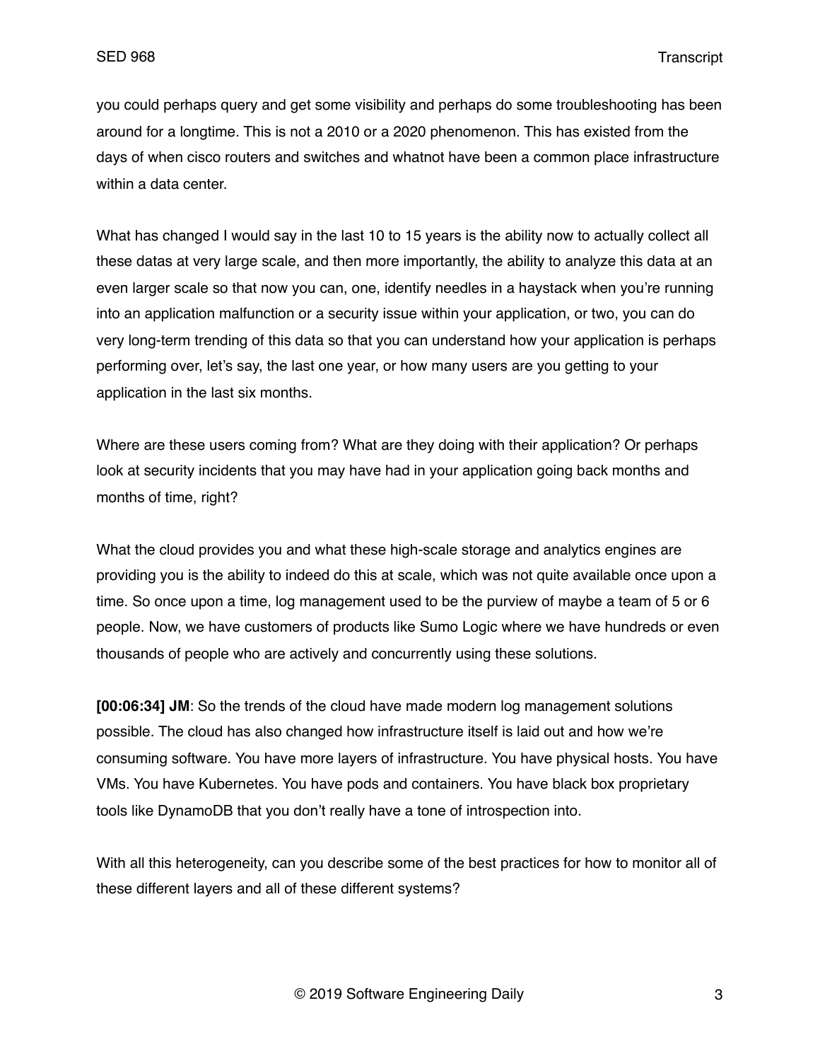you could perhaps query and get some visibility and perhaps do some troubleshooting has been around for a longtime. This is not a 2010 or a 2020 phenomenon. This has existed from the days of when cisco routers and switches and whatnot have been a common place infrastructure within a data center.

What has changed I would say in the last 10 to 15 years is the ability now to actually collect all these datas at very large scale, and then more importantly, the ability to analyze this data at an even larger scale so that now you can, one, identify needles in a haystack when you're running into an application malfunction or a security issue within your application, or two, you can do very long-term trending of this data so that you can understand how your application is perhaps performing over, let's say, the last one year, or how many users are you getting to your application in the last six months.

Where are these users coming from? What are they doing with their application? Or perhaps look at security incidents that you may have had in your application going back months and months of time, right?

What the cloud provides you and what these high-scale storage and analytics engines are providing you is the ability to indeed do this at scale, which was not quite available once upon a time. So once upon a time, log management used to be the purview of maybe a team of 5 or 6 people. Now, we have customers of products like Sumo Logic where we have hundreds or even thousands of people who are actively and concurrently using these solutions.

**[00:06:34] JM**: So the trends of the cloud have made modern log management solutions possible. The cloud has also changed how infrastructure itself is laid out and how we're consuming software. You have more layers of infrastructure. You have physical hosts. You have VMs. You have Kubernetes. You have pods and containers. You have black box proprietary tools like DynamoDB that you don't really have a tone of introspection into.

With all this heterogeneity, can you describe some of the best practices for how to monitor all of these different layers and all of these different systems?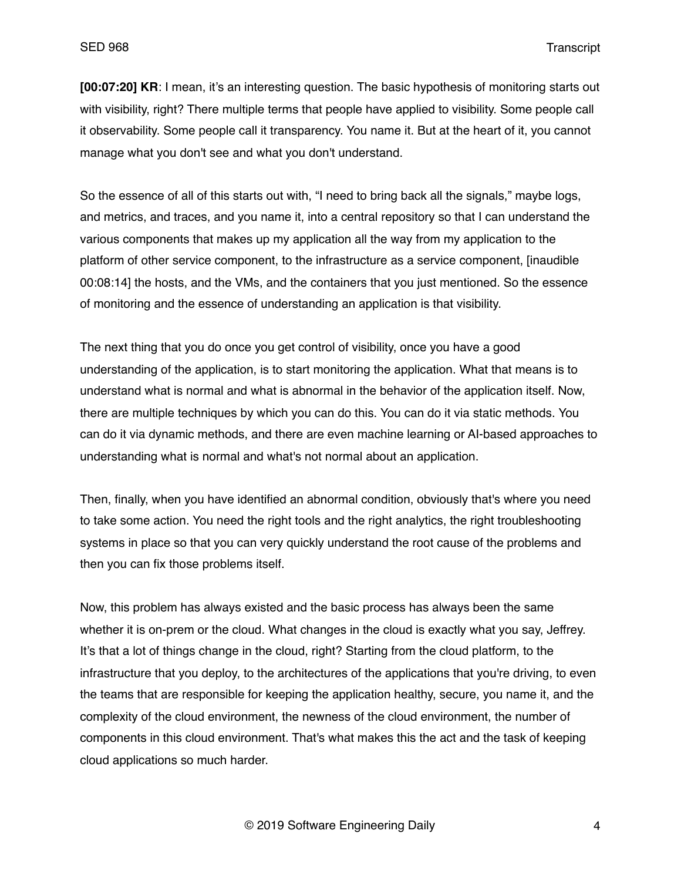**[00:07:20] KR**: I mean, it's an interesting question. The basic hypothesis of monitoring starts out with visibility, right? There multiple terms that people have applied to visibility. Some people call it observability. Some people call it transparency. You name it. But at the heart of it, you cannot manage what you don't see and what you don't understand.

So the essence of all of this starts out with, "I need to bring back all the signals," maybe logs, and metrics, and traces, and you name it, into a central repository so that I can understand the various components that makes up my application all the way from my application to the platform of other service component, to the infrastructure as a service component, [inaudible 00:08:14] the hosts, and the VMs, and the containers that you just mentioned. So the essence of monitoring and the essence of understanding an application is that visibility.

The next thing that you do once you get control of visibility, once you have a good understanding of the application, is to start monitoring the application. What that means is to understand what is normal and what is abnormal in the behavior of the application itself. Now, there are multiple techniques by which you can do this. You can do it via static methods. You can do it via dynamic methods, and there are even machine learning or AI-based approaches to understanding what is normal and what's not normal about an application.

Then, finally, when you have identified an abnormal condition, obviously that's where you need to take some action. You need the right tools and the right analytics, the right troubleshooting systems in place so that you can very quickly understand the root cause of the problems and then you can fix those problems itself.

Now, this problem has always existed and the basic process has always been the same whether it is on-prem or the cloud. What changes in the cloud is exactly what you say, Jeffrey. It's that a lot of things change in the cloud, right? Starting from the cloud platform, to the infrastructure that you deploy, to the architectures of the applications that you're driving, to even the teams that are responsible for keeping the application healthy, secure, you name it, and the complexity of the cloud environment, the newness of the cloud environment, the number of components in this cloud environment. That's what makes this the act and the task of keeping cloud applications so much harder.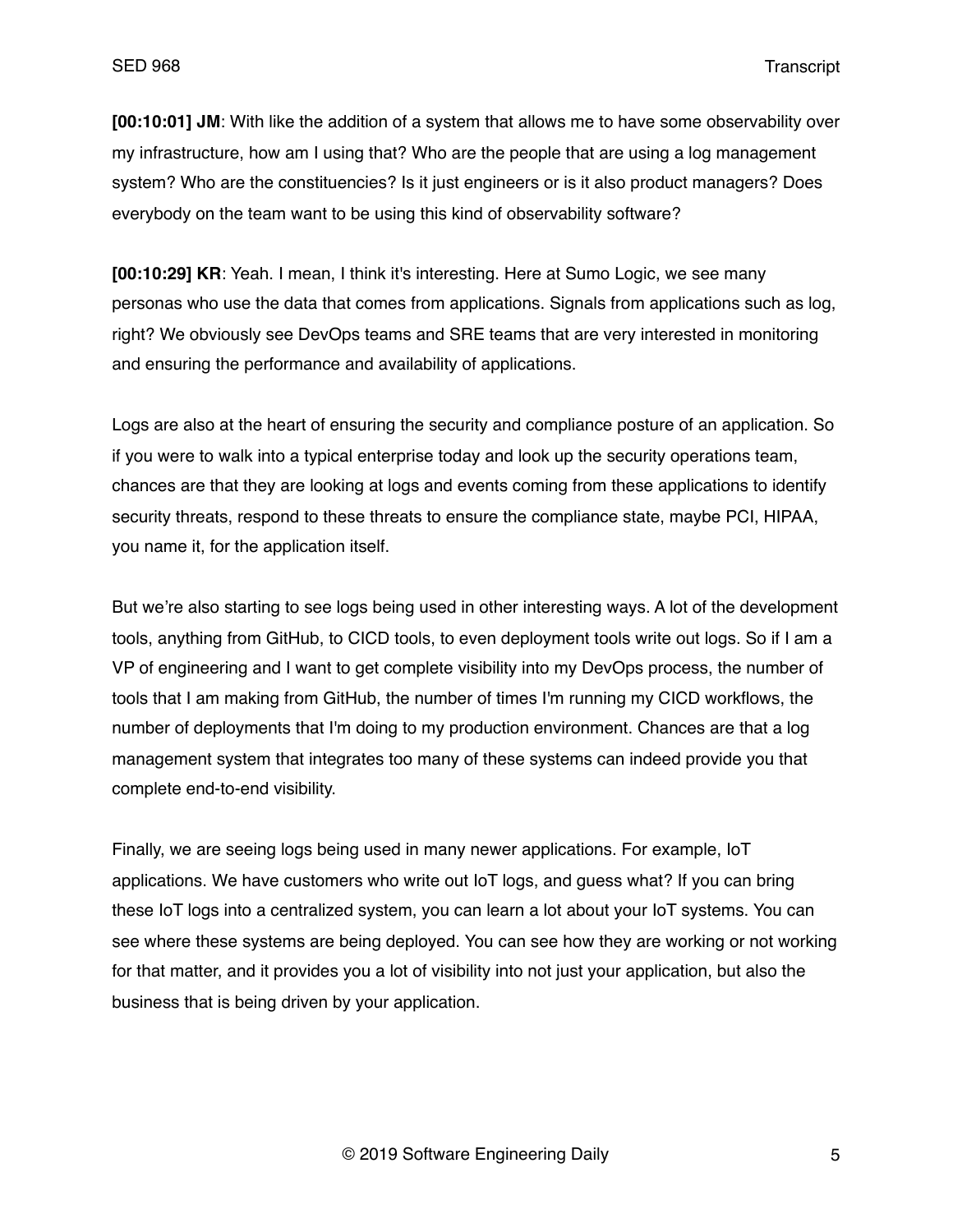**[00:10:01] JM**: With like the addition of a system that allows me to have some observability over my infrastructure, how am I using that? Who are the people that are using a log management system? Who are the constituencies? Is it just engineers or is it also product managers? Does everybody on the team want to be using this kind of observability software?

**[00:10:29] KR**: Yeah. I mean, I think it's interesting. Here at Sumo Logic, we see many personas who use the data that comes from applications. Signals from applications such as log, right? We obviously see DevOps teams and SRE teams that are very interested in monitoring and ensuring the performance and availability of applications.

Logs are also at the heart of ensuring the security and compliance posture of an application. So if you were to walk into a typical enterprise today and look up the security operations team, chances are that they are looking at logs and events coming from these applications to identify security threats, respond to these threats to ensure the compliance state, maybe PCI, HIPAA, you name it, for the application itself.

But we're also starting to see logs being used in other interesting ways. A lot of the development tools, anything from GitHub, to CICD tools, to even deployment tools write out logs. So if I am a VP of engineering and I want to get complete visibility into my DevOps process, the number of tools that I am making from GitHub, the number of times I'm running my CICD workflows, the number of deployments that I'm doing to my production environment. Chances are that a log management system that integrates too many of these systems can indeed provide you that complete end-to-end visibility.

Finally, we are seeing logs being used in many newer applications. For example, IoT applications. We have customers who write out IoT logs, and guess what? If you can bring these IoT logs into a centralized system, you can learn a lot about your IoT systems. You can see where these systems are being deployed. You can see how they are working or not working for that matter, and it provides you a lot of visibility into not just your application, but also the business that is being driven by your application.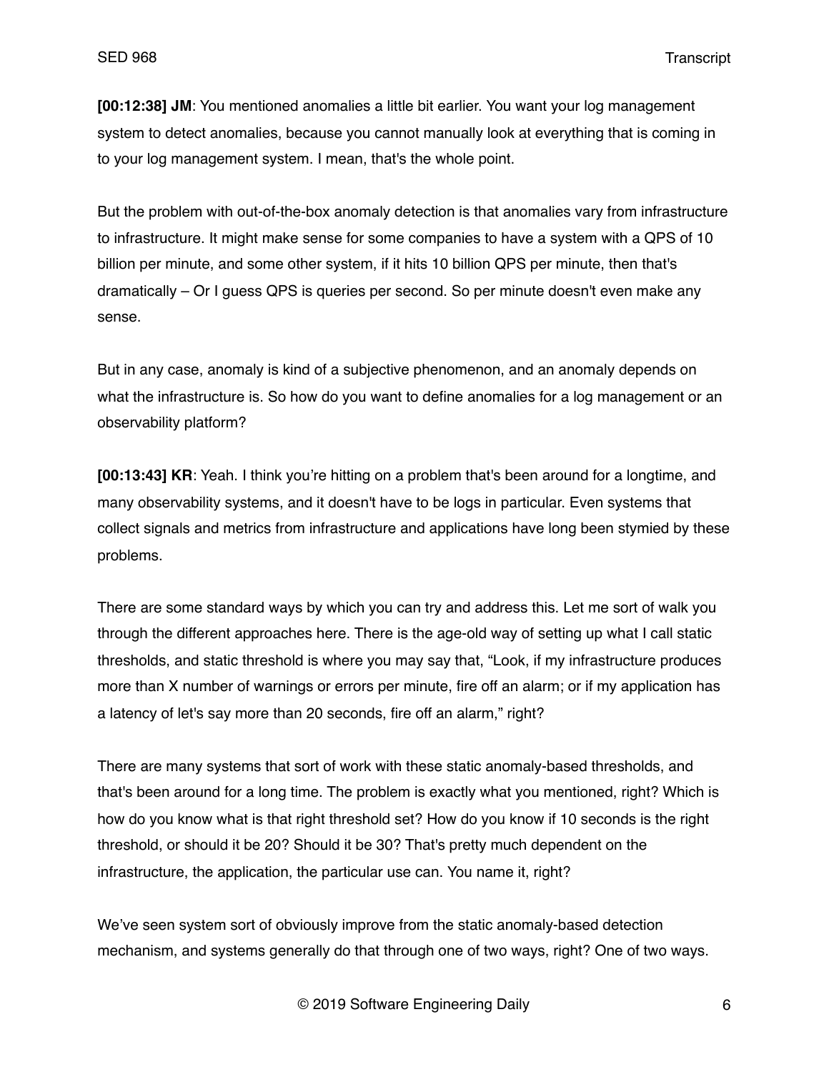**[00:12:38] JM**: You mentioned anomalies a little bit earlier. You want your log management system to detect anomalies, because you cannot manually look at everything that is coming in to your log management system. I mean, that's the whole point.

But the problem with out-of-the-box anomaly detection is that anomalies vary from infrastructure to infrastructure. It might make sense for some companies to have a system with a QPS of 10 billion per minute, and some other system, if it hits 10 billion QPS per minute, then that's dramatically – Or I guess QPS is queries per second. So per minute doesn't even make any sense.

But in any case, anomaly is kind of a subjective phenomenon, and an anomaly depends on what the infrastructure is. So how do you want to define anomalies for a log management or an observability platform?

**[00:13:43] KR**: Yeah. I think you're hitting on a problem that's been around for a longtime, and many observability systems, and it doesn't have to be logs in particular. Even systems that collect signals and metrics from infrastructure and applications have long been stymied by these problems.

There are some standard ways by which you can try and address this. Let me sort of walk you through the different approaches here. There is the age-old way of setting up what I call static thresholds, and static threshold is where you may say that, "Look, if my infrastructure produces more than X number of warnings or errors per minute, fire off an alarm; or if my application has a latency of let's say more than 20 seconds, fire off an alarm," right?

There are many systems that sort of work with these static anomaly-based thresholds, and that's been around for a long time. The problem is exactly what you mentioned, right? Which is how do you know what is that right threshold set? How do you know if 10 seconds is the right threshold, or should it be 20? Should it be 30? That's pretty much dependent on the infrastructure, the application, the particular use can. You name it, right?

We've seen system sort of obviously improve from the static anomaly-based detection mechanism, and systems generally do that through one of two ways, right? One of two ways.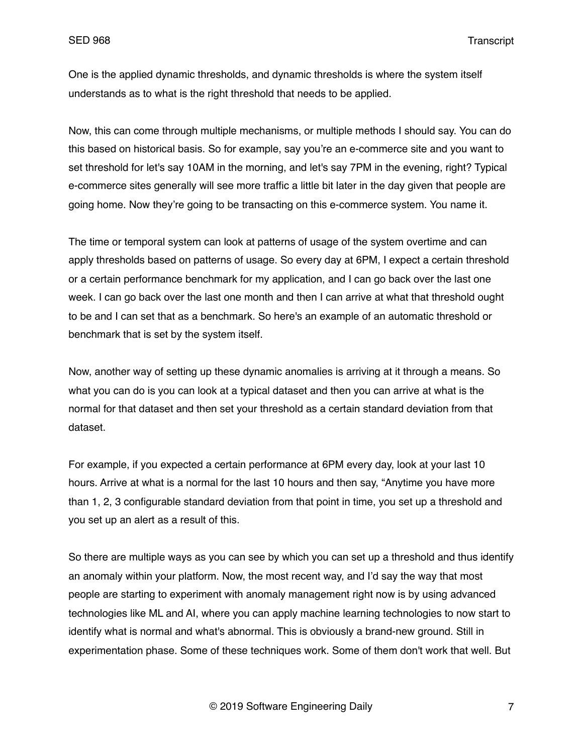One is the applied dynamic thresholds, and dynamic thresholds is where the system itself understands as to what is the right threshold that needs to be applied.

Now, this can come through multiple mechanisms, or multiple methods I should say. You can do this based on historical basis. So for example, say you're an e-commerce site and you want to set threshold for let's say 10AM in the morning, and let's say 7PM in the evening, right? Typical e-commerce sites generally will see more traffic a little bit later in the day given that people are going home. Now they're going to be transacting on this e-commerce system. You name it.

The time or temporal system can look at patterns of usage of the system overtime and can apply thresholds based on patterns of usage. So every day at 6PM, I expect a certain threshold or a certain performance benchmark for my application, and I can go back over the last one week. I can go back over the last one month and then I can arrive at what that threshold ought to be and I can set that as a benchmark. So here's an example of an automatic threshold or benchmark that is set by the system itself.

Now, another way of setting up these dynamic anomalies is arriving at it through a means. So what you can do is you can look at a typical dataset and then you can arrive at what is the normal for that dataset and then set your threshold as a certain standard deviation from that dataset.

For example, if you expected a certain performance at 6PM every day, look at your last 10 hours. Arrive at what is a normal for the last 10 hours and then say, "Anytime you have more than 1, 2, 3 configurable standard deviation from that point in time, you set up a threshold and you set up an alert as a result of this.

So there are multiple ways as you can see by which you can set up a threshold and thus identify an anomaly within your platform. Now, the most recent way, and I'd say the way that most people are starting to experiment with anomaly management right now is by using advanced technologies like ML and AI, where you can apply machine learning technologies to now start to identify what is normal and what's abnormal. This is obviously a brand-new ground. Still in experimentation phase. Some of these techniques work. Some of them don't work that well. But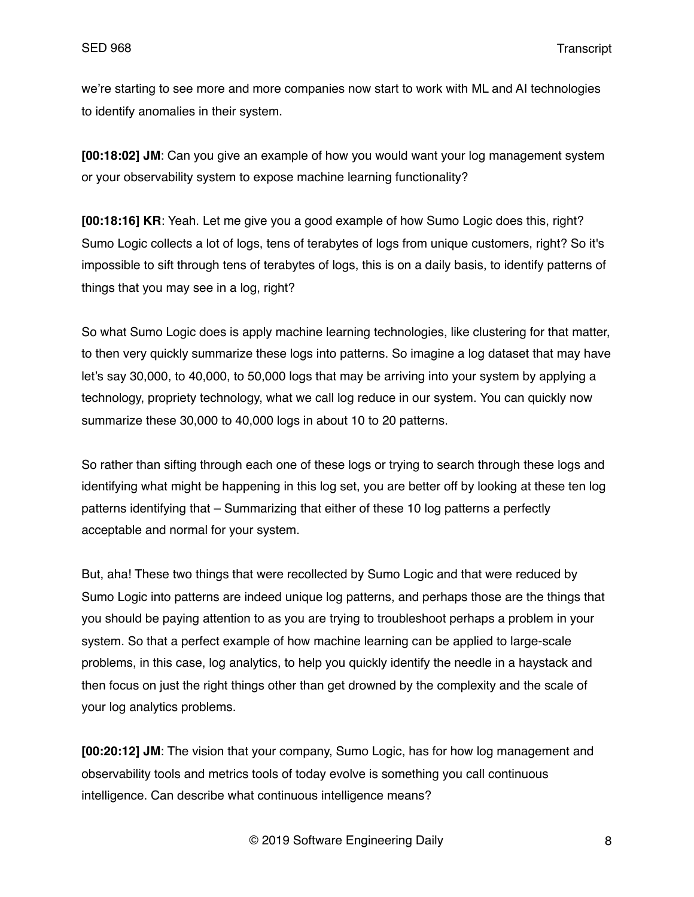we're starting to see more and more companies now start to work with ML and AI technologies to identify anomalies in their system.

**[00:18:02] JM**: Can you give an example of how you would want your log management system or your observability system to expose machine learning functionality?

**[00:18:16] KR**: Yeah. Let me give you a good example of how Sumo Logic does this, right? Sumo Logic collects a lot of logs, tens of terabytes of logs from unique customers, right? So it's impossible to sift through tens of terabytes of logs, this is on a daily basis, to identify patterns of things that you may see in a log, right?

So what Sumo Logic does is apply machine learning technologies, like clustering for that matter, to then very quickly summarize these logs into patterns. So imagine a log dataset that may have let's say 30,000, to 40,000, to 50,000 logs that may be arriving into your system by applying a technology, propriety technology, what we call log reduce in our system. You can quickly now summarize these 30,000 to 40,000 logs in about 10 to 20 patterns.

So rather than sifting through each one of these logs or trying to search through these logs and identifying what might be happening in this log set, you are better off by looking at these ten log patterns identifying that – Summarizing that either of these 10 log patterns a perfectly acceptable and normal for your system.

But, aha! These two things that were recollected by Sumo Logic and that were reduced by Sumo Logic into patterns are indeed unique log patterns, and perhaps those are the things that you should be paying attention to as you are trying to troubleshoot perhaps a problem in your system. So that a perfect example of how machine learning can be applied to large-scale problems, in this case, log analytics, to help you quickly identify the needle in a haystack and then focus on just the right things other than get drowned by the complexity and the scale of your log analytics problems.

**[00:20:12] JM**: The vision that your company, Sumo Logic, has for how log management and observability tools and metrics tools of today evolve is something you call continuous intelligence. Can describe what continuous intelligence means?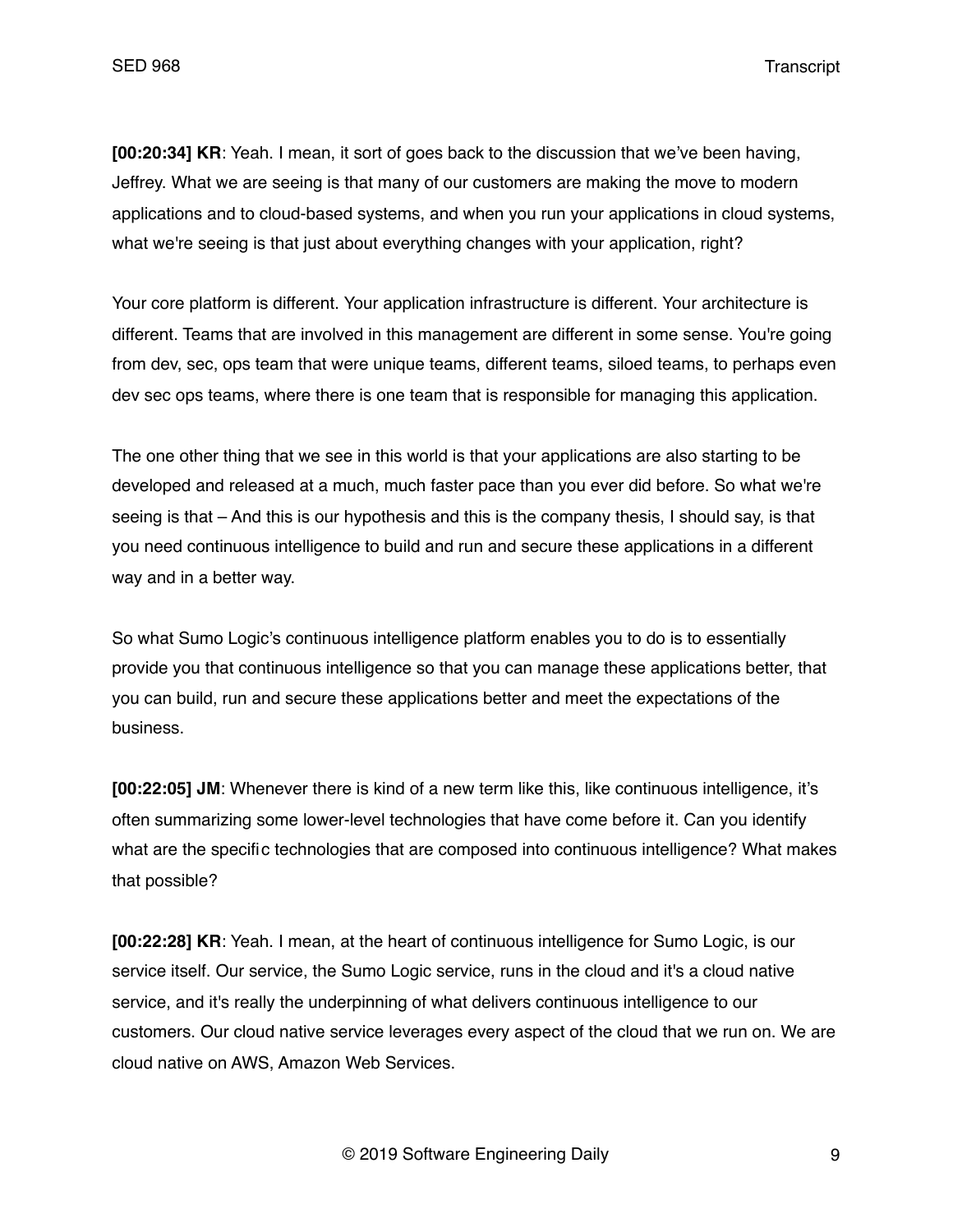**[00:20:34] KR**: Yeah. I mean, it sort of goes back to the discussion that we've been having, Jeffrey. What we are seeing is that many of our customers are making the move to modern applications and to cloud-based systems, and when you run your applications in cloud systems, what we're seeing is that just about everything changes with your application, right?

Your core platform is different. Your application infrastructure is different. Your architecture is different. Teams that are involved in this management are different in some sense. You're going from dev, sec, ops team that were unique teams, different teams, siloed teams, to perhaps even dev sec ops teams, where there is one team that is responsible for managing this application.

The one other thing that we see in this world is that your applications are also starting to be developed and released at a much, much faster pace than you ever did before. So what we're seeing is that – And this is our hypothesis and this is the company thesis, I should say, is that you need continuous intelligence to build and run and secure these applications in a different way and in a better way.

So what Sumo Logic's continuous intelligence platform enables you to do is to essentially provide you that continuous intelligence so that you can manage these applications better, that you can build, run and secure these applications better and meet the expectations of the business.

**[00:22:05] JM**: Whenever there is kind of a new term like this, like continuous intelligence, it's often summarizing some lower-level technologies that have come before it. Can you identify what are the specific technologies that are composed into continuous intelligence? What makes that possible?

**[00:22:28] KR**: Yeah. I mean, at the heart of continuous intelligence for Sumo Logic, is our service itself. Our service, the Sumo Logic service, runs in the cloud and it's a cloud native service, and it's really the underpinning of what delivers continuous intelligence to our customers. Our cloud native service leverages every aspect of the cloud that we run on. We are cloud native on AWS, Amazon Web Services.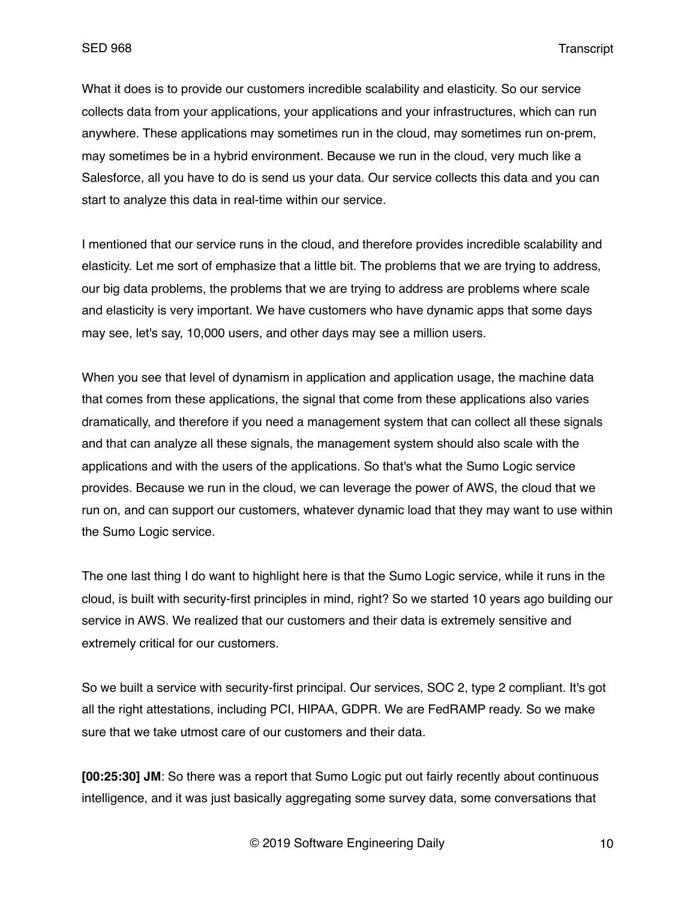What it does is to provide our customers incredible scalability and elasticity. So our service collects data from your applications, your applications and your infrastructures, which can run anywhere. These applications may sometimes run in the cloud, may sometimes run on-prem, may sometimes be in a hybrid environment. Because we run in the cloud, very much like a Salesforce, all you have to do is send us your data. Our service collects this data and you can start to analyze this data in real-time within our service.

I mentioned that our service runs in the cloud, and therefore provides incredible scalability and elasticity. Let me sort of emphasize that a little bit. The problems that we are trying to address, our big data problems, the problems that we are trying to address are problems where scale and elasticity is very important. We have customers who have dynamic apps that some days may see, let's say, 10,000 users, and other days may see a million users.

When you see that level of dynamism in application and application usage, the machine data that comes from these applications, the signal that come from these applications also varies dramatically, and therefore if you need a management system that can collect all these signals and that can analyze all these signals, the management system should also scale with the applications and with the users of the applications. So that's what the Sumo Logic service provides. Because we run in the cloud, we can leverage the power of AWS, the cloud that we run on, and can support our customers, whatever dynamic load that they may want to use within the Sumo Logic service.

The one last thing I do want to highlight here is that the Sumo Logic service, while it runs in the cloud, is built with security-first principles in mind, right? So we started 10 years ago building our service in AWS. We realized that our customers and their data is extremely sensitive and extremely critical for our customers.

So we built a service with security-first principal. Our services, SOC 2, type 2 compliant. It's got all the right attestations, including PCI, HIPAA, GDPR. We are FedRAMP ready. So we make sure that we take utmost care of our customers and their data.

**[00:25:30] JM**: So there was a report that Sumo Logic put out fairly recently about continuous intelligence, and it was just basically aggregating some survey data, some conversations that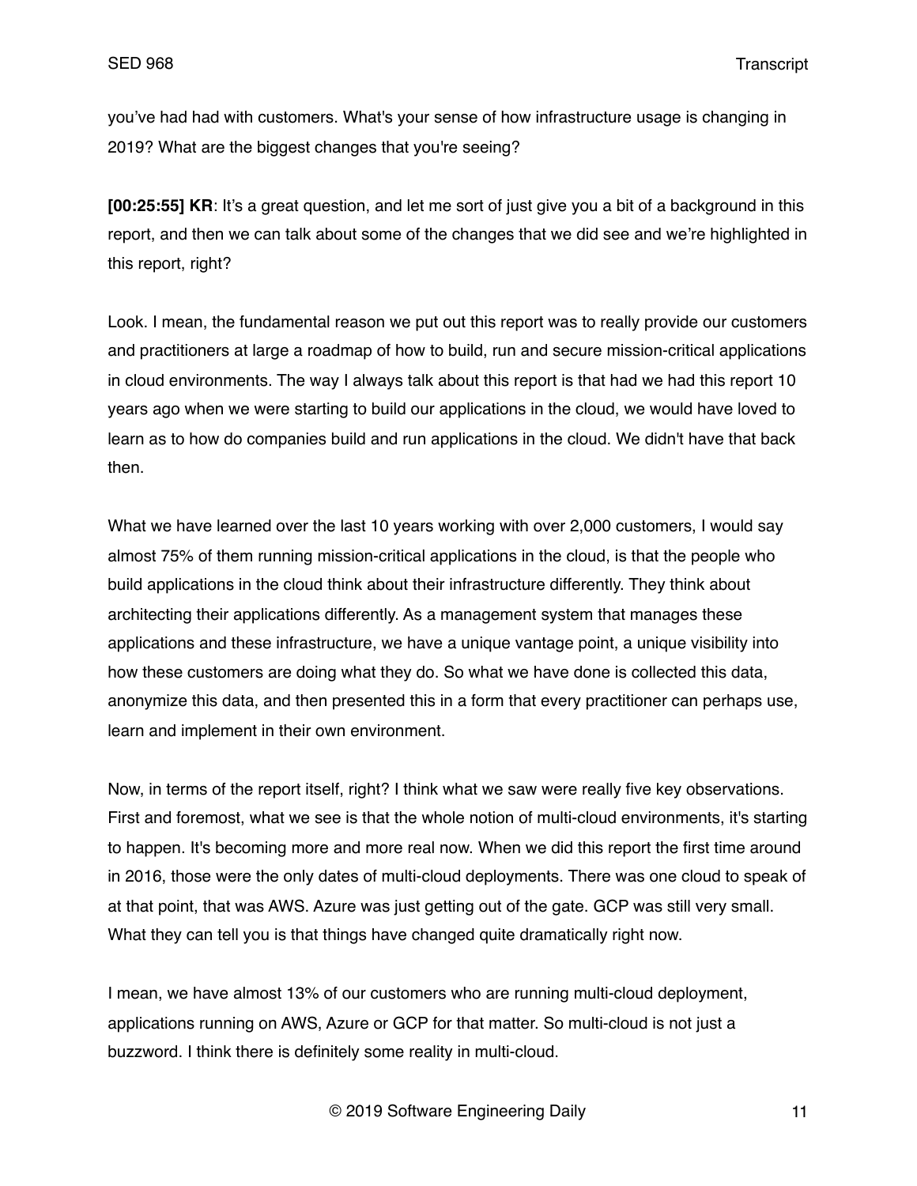you've had had with customers. What's your sense of how infrastructure usage is changing in 2019? What are the biggest changes that you're seeing?

**[00:25:55] KR**: It's a great question, and let me sort of just give you a bit of a background in this report, and then we can talk about some of the changes that we did see and we're highlighted in this report, right?

Look. I mean, the fundamental reason we put out this report was to really provide our customers and practitioners at large a roadmap of how to build, run and secure mission-critical applications in cloud environments. The way I always talk about this report is that had we had this report 10 years ago when we were starting to build our applications in the cloud, we would have loved to learn as to how do companies build and run applications in the cloud. We didn't have that back then.

What we have learned over the last 10 years working with over 2,000 customers, I would say almost 75% of them running mission-critical applications in the cloud, is that the people who build applications in the cloud think about their infrastructure differently. They think about architecting their applications differently. As a management system that manages these applications and these infrastructure, we have a unique vantage point, a unique visibility into how these customers are doing what they do. So what we have done is collected this data, anonymize this data, and then presented this in a form that every practitioner can perhaps use, learn and implement in their own environment.

Now, in terms of the report itself, right? I think what we saw were really five key observations. First and foremost, what we see is that the whole notion of multi-cloud environments, it's starting to happen. It's becoming more and more real now. When we did this report the first time around in 2016, those were the only dates of multi-cloud deployments. There was one cloud to speak of at that point, that was AWS. Azure was just getting out of the gate. GCP was still very small. What they can tell you is that things have changed quite dramatically right now.

I mean, we have almost 13% of our customers who are running multi-cloud deployment, applications running on AWS, Azure or GCP for that matter. So multi-cloud is not just a buzzword. I think there is definitely some reality in multi-cloud.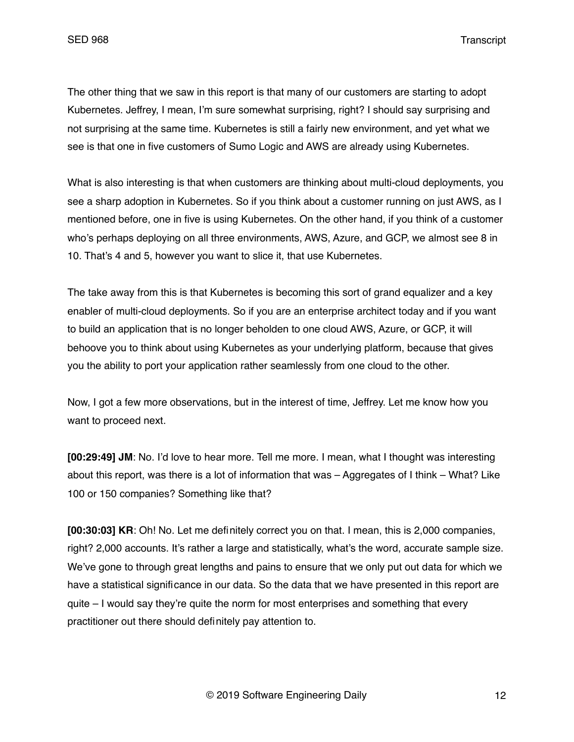The other thing that we saw in this report is that many of our customers are starting to adopt Kubernetes. Jeffrey, I mean, I'm sure somewhat surprising, right? I should say surprising and not surprising at the same time. Kubernetes is still a fairly new environment, and yet what we see is that one in five customers of Sumo Logic and AWS are already using Kubernetes.

What is also interesting is that when customers are thinking about multi-cloud deployments, you see a sharp adoption in Kubernetes. So if you think about a customer running on just AWS, as I mentioned before, one in five is using Kubernetes. On the other hand, if you think of a customer who's perhaps deploying on all three environments, AWS, Azure, and GCP, we almost see 8 in 10. That's 4 and 5, however you want to slice it, that use Kubernetes.

The take away from this is that Kubernetes is becoming this sort of grand equalizer and a key enabler of multi-cloud deployments. So if you are an enterprise architect today and if you want to build an application that is no longer beholden to one cloud AWS, Azure, or GCP, it will behoove you to think about using Kubernetes as your underlying platform, because that gives you the ability to port your application rather seamlessly from one cloud to the other.

Now, I got a few more observations, but in the interest of time, Jeffrey. Let me know how you want to proceed next.

**[00:29:49] JM**: No. I'd love to hear more. Tell me more. I mean, what I thought was interesting about this report, was there is a lot of information that was – Aggregates of I think – What? Like 100 or 150 companies? Something like that?

**[00:30:03] KR**: Oh! No. Let me definitely correct you on that. I mean, this is 2,000 companies, right? 2,000 accounts. It's rather a large and statistically, what's the word, accurate sample size. We've gone to through great lengths and pains to ensure that we only put out data for which we have a statistical significance in our data. So the data that we have presented in this report are quite – I would say they're quite the norm for most enterprises and something that every practitioner out there should definitely pay attention to.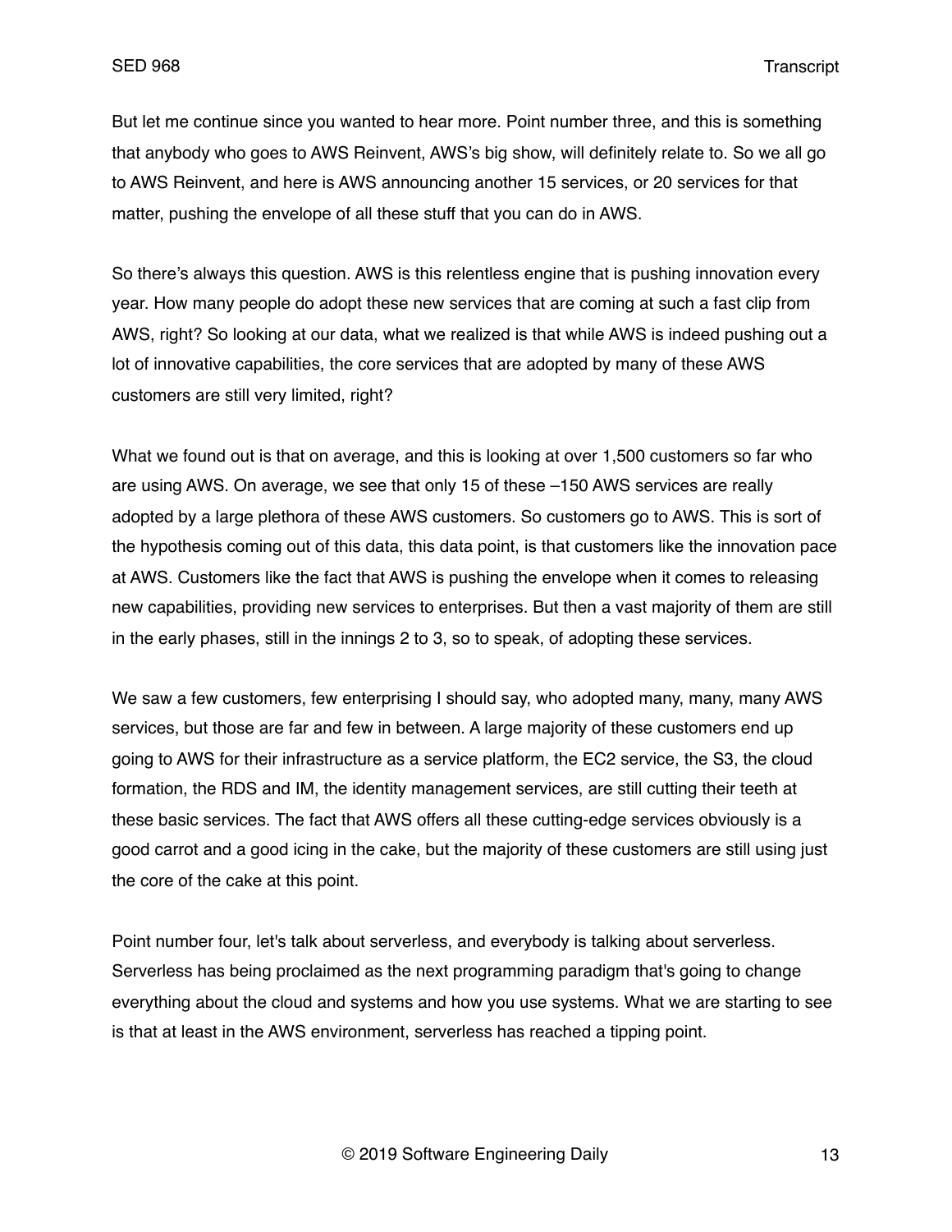But let me continue since you wanted to hear more. Point number three, and this is something that anybody who goes to AWS Reinvent, AWS's big show, will definitely relate to. So we all go to AWS Reinvent, and here is AWS announcing another 15 services, or 20 services for that matter, pushing the envelope of all these stuff that you can do in AWS.

So there's always this question. AWS is this relentless engine that is pushing innovation every year. How many people do adopt these new services that are coming at such a fast clip from AWS, right? So looking at our data, what we realized is that while AWS is indeed pushing out a lot of innovative capabilities, the core services that are adopted by many of these AWS customers are still very limited, right?

What we found out is that on average, and this is looking at over 1,500 customers so far who are using AWS. On average, we see that only 15 of these –150 AWS services are really adopted by a large plethora of these AWS customers. So customers go to AWS. This is sort of the hypothesis coming out of this data, this data point, is that customers like the innovation pace at AWS. Customers like the fact that AWS is pushing the envelope when it comes to releasing new capabilities, providing new services to enterprises. But then a vast majority of them are still in the early phases, still in the innings 2 to 3, so to speak, of adopting these services.

We saw a few customers, few enterprising I should say, who adopted many, many, many AWS services, but those are far and few in between. A large majority of these customers end up going to AWS for their infrastructure as a service platform, the EC2 service, the S3, the cloud formation, the RDS and IM, the identity management services, are still cutting their teeth at these basic services. The fact that AWS offers all these cutting-edge services obviously is a good carrot and a good icing in the cake, but the majority of these customers are still using just the core of the cake at this point.

Point number four, let's talk about serverless, and everybody is talking about serverless. Serverless has being proclaimed as the next programming paradigm that's going to change everything about the cloud and systems and how you use systems. What we are starting to see is that at least in the AWS environment, serverless has reached a tipping point.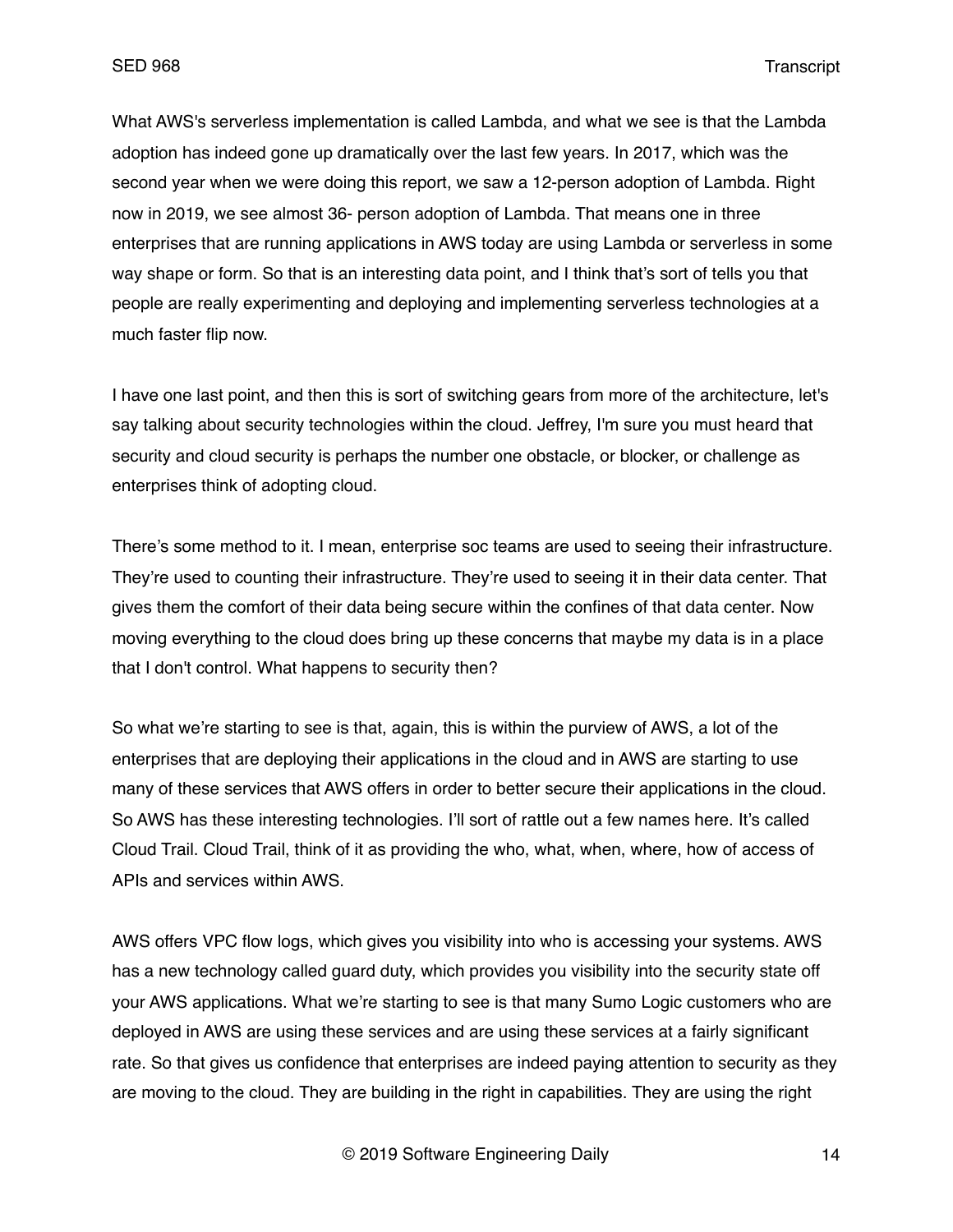What AWS's serverless implementation is called Lambda, and what we see is that the Lambda adoption has indeed gone up dramatically over the last few years. In 2017, which was the second year when we were doing this report, we saw a 12-person adoption of Lambda. Right now in 2019, we see almost 36- person adoption of Lambda. That means one in three enterprises that are running applications in AWS today are using Lambda or serverless in some way shape or form. So that is an interesting data point, and I think that's sort of tells you that people are really experimenting and deploying and implementing serverless technologies at a much faster flip now.

I have one last point, and then this is sort of switching gears from more of the architecture, let's say talking about security technologies within the cloud. Jeffrey, I'm sure you must heard that security and cloud security is perhaps the number one obstacle, or blocker, or challenge as enterprises think of adopting cloud.

There's some method to it. I mean, enterprise soc teams are used to seeing their infrastructure. They're used to counting their infrastructure. They're used to seeing it in their data center. That gives them the comfort of their data being secure within the confines of that data center. Now moving everything to the cloud does bring up these concerns that maybe my data is in a place that I don't control. What happens to security then?

So what we're starting to see is that, again, this is within the purview of AWS, a lot of the enterprises that are deploying their applications in the cloud and in AWS are starting to use many of these services that AWS offers in order to better secure their applications in the cloud. So AWS has these interesting technologies. I'll sort of rattle out a few names here. It's called Cloud Trail. Cloud Trail, think of it as providing the who, what, when, where, how of access of APIs and services within AWS.

AWS offers VPC flow logs, which gives you visibility into who is accessing your systems. AWS has a new technology called guard duty, which provides you visibility into the security state off your AWS applications. What we're starting to see is that many Sumo Logic customers who are deployed in AWS are using these services and are using these services at a fairly significant rate. So that gives us confidence that enterprises are indeed paying attention to security as they are moving to the cloud. They are building in the right in capabilities. They are using the right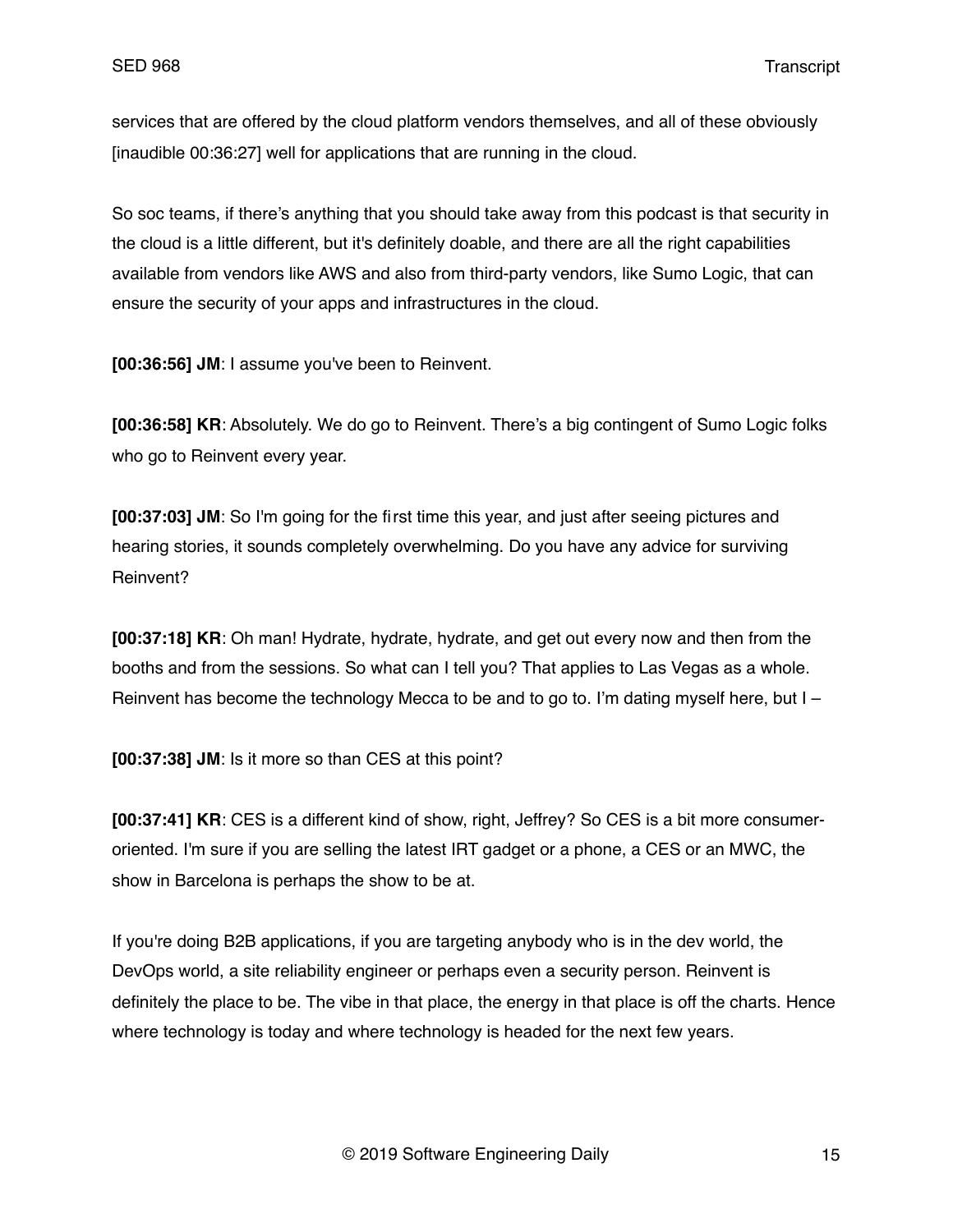services that are offered by the cloud platform vendors themselves, and all of these obviously [inaudible 00:36:27] well for applications that are running in the cloud.

So soc teams, if there's anything that you should take away from this podcast is that security in the cloud is a little different, but it's definitely doable, and there are all the right capabilities available from vendors like AWS and also from third-party vendors, like Sumo Logic, that can ensure the security of your apps and infrastructures in the cloud.

**[00:36:56] JM**: I assume you've been to Reinvent.

**[00:36:58] KR**: Absolutely. We do go to Reinvent. There's a big contingent of Sumo Logic folks who go to Reinvent every year.

**[00:37:03] JM**: So I'm going for the first time this year, and just after seeing pictures and hearing stories, it sounds completely overwhelming. Do you have any advice for surviving Reinvent?

**[00:37:18] KR**: Oh man! Hydrate, hydrate, hydrate, and get out every now and then from the booths and from the sessions. So what can I tell you? That applies to Las Vegas as a whole. Reinvent has become the technology Mecca to be and to go to. I'm dating myself here, but I –

**[00:37:38] JM**: Is it more so than CES at this point?

**[00:37:41] KR**: CES is a different kind of show, right, Jeffrey? So CES is a bit more consumer-oriented. I'm sure if you are selling the latest IRT gadget or a phone, a CES or an MWC, the show in Barcelona is perhaps the show to be at.

If you're doing B2B applications, if you are targeting anybody who is in the dev world, the DevOps world, a site reliability engineer or perhaps even a security person. Reinvent is definitely the place to be. The vibe in that place, the energy in that place is off the charts. Hence where technology is today and where technology is headed for the next few years.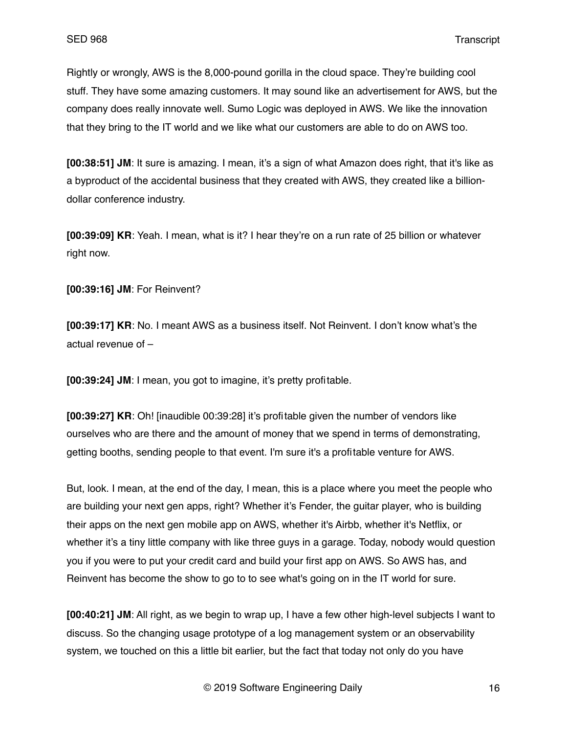Rightly or wrongly, AWS is the 8,000-pound gorilla in the cloud space. They're building cool stuff. They have some amazing customers. It may sound like an advertisement for AWS, but the company does really innovate well. Sumo Logic was deployed in AWS. We like the innovation that they bring to the IT world and we like what our customers are able to do on AWS too.

**[00:38:51] JM**: It sure is amazing. I mean, it's a sign of what Amazon does right, that it's like as a byproduct of the accidental business that they created with AWS, they created like a billion-dollar conference industry.

**[00:39:09] KR**: Yeah. I mean, what is it? I hear they're on a run rate of 25 billion or whatever right now.

**[00:39:16] JM**: For Reinvent?

**[00:39:17] KR**: No. I meant AWS as a business itself. Not Reinvent. I don't know what's the actual revenue of –

**[00:39:24] JM**: I mean, you got to imagine, it's pretty profitable.

**[00:39:27] KR**: Oh! [inaudible 00:39:28] it's profitable given the number of vendors like ourselves who are there and the amount of money that we spend in terms of demonstrating, getting booths, sending people to that event. I'm sure it's a profitable venture for AWS.

But, look. I mean, at the end of the day, I mean, this is a place where you meet the people who are building your next gen apps, right? Whether it's Fender, the guitar player, who is building their apps on the next gen mobile app on AWS, whether it's Airbb, whether it's Netflix, or whether it's a tiny little company with like three guys in a garage. Today, nobody would question you if you were to put your credit card and build your first app on AWS. So AWS has, and Reinvent has become the show to go to to see what's going on in the IT world for sure.

**[00:40:21] JM**: All right, as we begin to wrap up, I have a few other high-level subjects I want to discuss. So the changing usage prototype of a log management system or an observability system, we touched on this a little bit earlier, but the fact that today not only do you have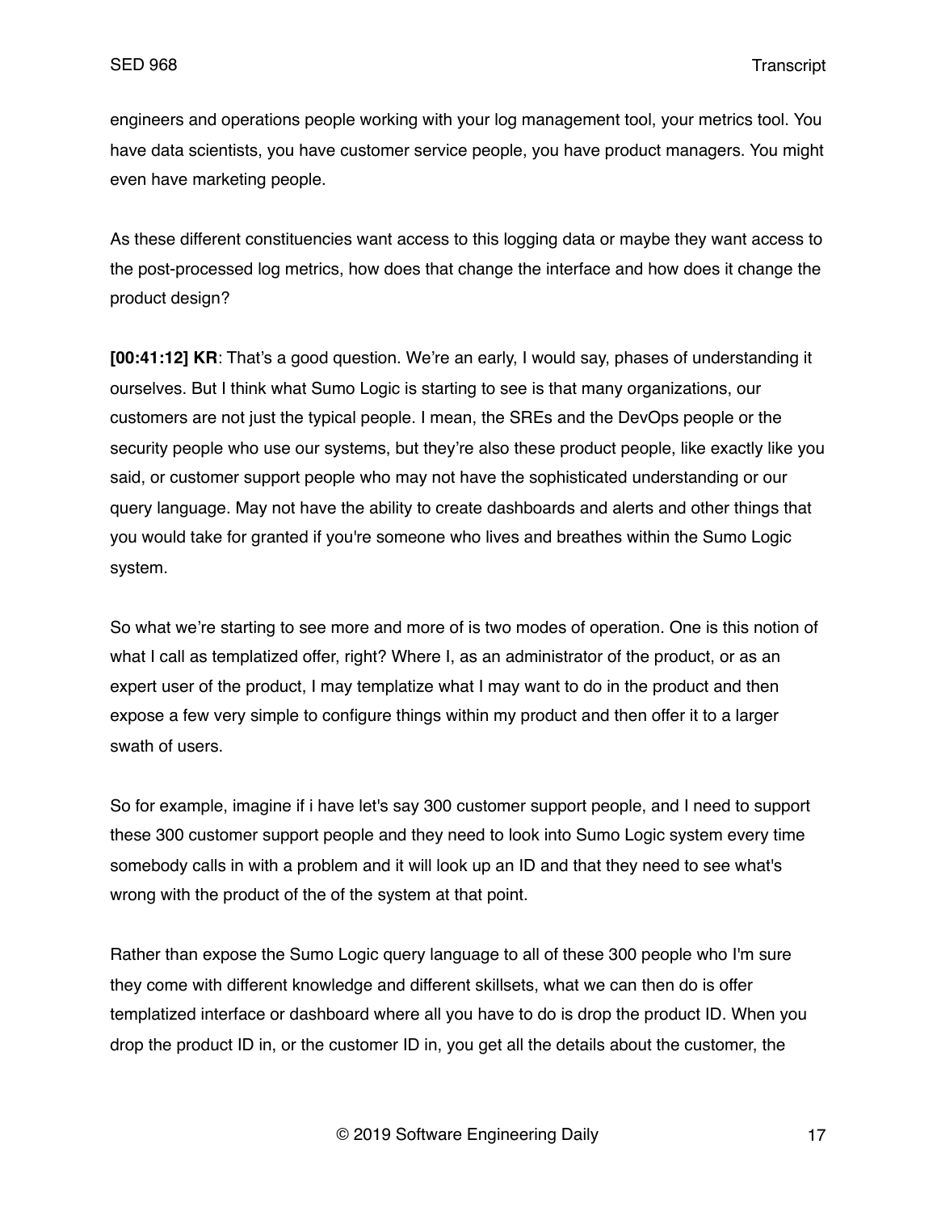engineers and operations people working with your log management tool, your metrics tool. You have data scientists, you have customer service people, you have product managers. You might even have marketing people.

As these different constituencies want access to this logging data or maybe they want access to the post-processed log metrics, how does that change the interface and how does it change the product design?

**[00:41:12] KR**: That's a good question. We're an early, I would say, phases of understanding it ourselves. But I think what Sumo Logic is starting to see is that many organizations, our customers are not just the typical people. I mean, the SREs and the DevOps people or the security people who use our systems, but they're also these product people, like exactly like you said, or customer support people who may not have the sophisticated understanding or our query language. May not have the ability to create dashboards and alerts and other things that you would take for granted if you're someone who lives and breathes within the Sumo Logic system.

So what we're starting to see more and more of is two modes of operation. One is this notion of what I call as templatized offer, right? Where I, as an administrator of the product, or as an expert user of the product, I may templatize what I may want to do in the product and then expose a few very simple to configure things within my product and then offer it to a larger swath of users.

So for example, imagine if i have let's say 300 customer support people, and I need to support these 300 customer support people and they need to look into Sumo Logic system every time somebody calls in with a problem and it will look up an ID and that they need to see what's wrong with the product of the of the system at that point.

Rather than expose the Sumo Logic query language to all of these 300 people who I'm sure they come with different knowledge and different skillsets, what we can then do is offer templatized interface or dashboard where all you have to do is drop the product ID. When you drop the product ID in, or the customer ID in, you get all the details about the customer, the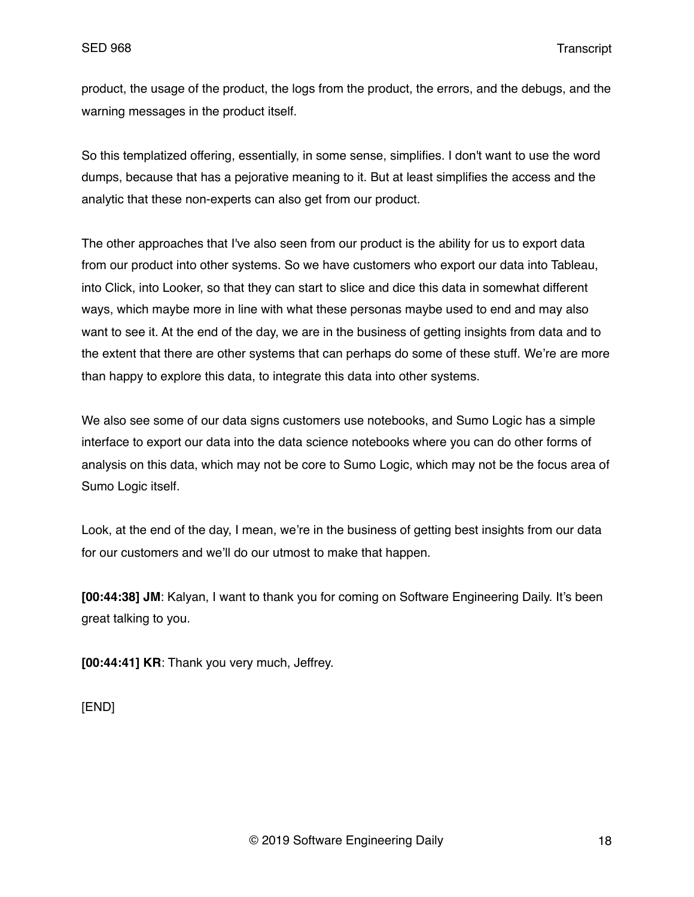product, the usage of the product, the logs from the product, the errors, and the debugs, and the warning messages in the product itself.

So this templatized offering, essentially, in some sense, simplifies. I don't want to use the word dumps, because that has a pejorative meaning to it. But at least simplifies the access and the analytic that these non-experts can also get from our product.

The other approaches that I've also seen from our product is the ability for us to export data from our product into other systems. So we have customers who export our data into Tableau, into Click, into Looker, so that they can start to slice and dice this data in somewhat different ways, which maybe more in line with what these personas maybe used to end and may also want to see it. At the end of the day, we are in the business of getting insights from data and to the extent that there are other systems that can perhaps do some of these stuff. We're are more than happy to explore this data, to integrate this data into other systems.

We also see some of our data signs customers use notebooks, and Sumo Logic has a simple interface to export our data into the data science notebooks where you can do other forms of analysis on this data, which may not be core to Sumo Logic, which may not be the focus area of Sumo Logic itself.

Look, at the end of the day, I mean, we're in the business of getting best insights from our data for our customers and we'll do our utmost to make that happen.

**[00:44:38] JM**: Kalyan, I want to thank you for coming on Software Engineering Daily. It's been great talking to you.

**[00:44:41] KR**: Thank you very much, Jeffrey.

[END]